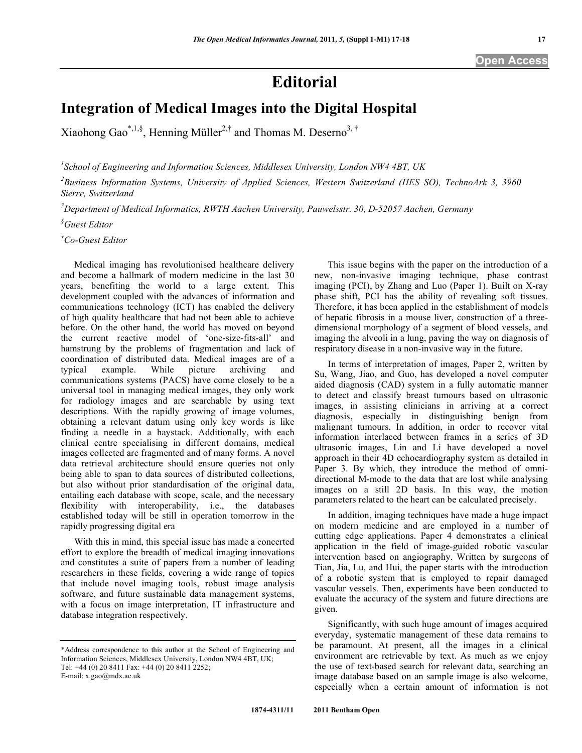# Editorial

## Integration of Medical Images into the Digital Hospital

Xiaohong Gao[*,1,§], Henning Müller[2,†] and Thomas M. Deserno[3,†]

[1]School of Engineering and Information Sciences, Middlesex University, London NW4 4BT, UK

[2]Business Information Systems, University of Applied Sciences, Western Switzerland (HES–SO), TechnoArk 3, 3960 Sierre, Switzerland

[3]Department of Medical Informatics, RWTH Aachen University, Pauwelsstr. 30, D-52057 Aachen, Germany

[§]Guest Editor

[†]Co-Guest Editor

Medical imaging has revolutionised healthcare delivery and become a hallmark of modern medicine in the last 30 years, benefiting the world to a large extent. This development coupled with the advances of information and communications technology (ICT) has enabled the delivery of high quality healthcare that had not been able to achieve before. On the other hand, the world has moved on beyond the current reactive model of 'one-size-fits-all' and hamstrung by the problems of fragmentation and lack of coordination of distributed data. Medical images are of a typical example. While picture archiving and communications systems (PACS) have come closely to be a universal tool in managing medical images, they only work for radiology images and are searchable by using text descriptions. With the rapidly growing of image volumes, obtaining a relevant datum using only key words is like finding a needle in a haystack. Additionally, with each clinical centre specialising in different domains, medical images collected are fragmented and of many forms. A novel data retrieval architecture should ensure queries not only being able to span to data sources of distributed collections, but also without prior standardisation of the original data, entailing each database with scope, scale, and the necessary flexibility with interoperability, i.e., the databases established today will be still in operation tomorrow in the rapidly progressing digital era

With this in mind, this special issue has made a concerted effort to explore the breadth of medical imaging innovations and constitutes a suite of papers from a number of leading researchers in these fields, covering a wide range of topics that include novel imaging tools, robust image analysis software, and future sustainable data management systems, with a focus on image interpretation, IT infrastructure and database integration respectively.

This issue begins with the paper on the introduction of a new, non-invasive imaging technique, phase contrast imaging (PCI), by Zhang and Luo (Paper 1). Built on X-ray phase shift, PCI has the ability of revealing soft tissues. Therefore, it has been applied in the establishment of models of hepatic fibrosis in a mouse liver, construction of a three-dimensional morphology of a segment of blood vessels, and imaging the alveoli in a lung, paving the way on diagnosis of respiratory disease in a non-invasive way in the future.

In terms of interpretation of images, Paper 2, written by Su, Wang, Jiao, and Guo, has developed a novel computer aided diagnosis (CAD) system in a fully automatic manner to detect and classify breast tumours based on ultrasonic images, in assisting clinicians in arriving at a correct diagnosis, especially in distinguishing benign from malignant tumours. In addition, in order to recover vital information interlaced between frames in a series of 3D ultrasonic images, Lin and Li have developed a novel approach in their 4D echocardiography system as detailed in Paper 3. By which, they introduce the method of omni-directional M-mode to the data that are lost while analysing images on a still 2D basis. In this way, the motion parameters related to the heart can be calculated precisely.

In addition, imaging techniques have made a huge impact on modern medicine and are employed in a number of cutting edge applications. Paper 4 demonstrates a clinical application in the field of image-guided robotic vascular intervention based on angiography. Written by surgeons of Tian, Jia, Lu, and Hui, the paper starts with the introduction of a robotic system that is employed to repair damaged vascular vessels. Then, experiments have been conducted to evaluate the accuracy of the system and future directions are given.

Significantly, with such huge amount of images acquired everyday, systematic management of these data remains to be paramount. At present, all the images in a clinical environment are retrievable by text. As much as we enjoy the use of text-based search for relevant data, searching an image database based on an sample image is also welcome, especially when a certain amount of information is not

*Address correspondence to this author at the School of Engineering and Information Sciences, Middlesex University, London NW4 4BT, UK; Tel: +44 (0) 20 8411 Fax: +44 (0) 20 8411 2252; E-mail: x.gao@mdx.ac.uk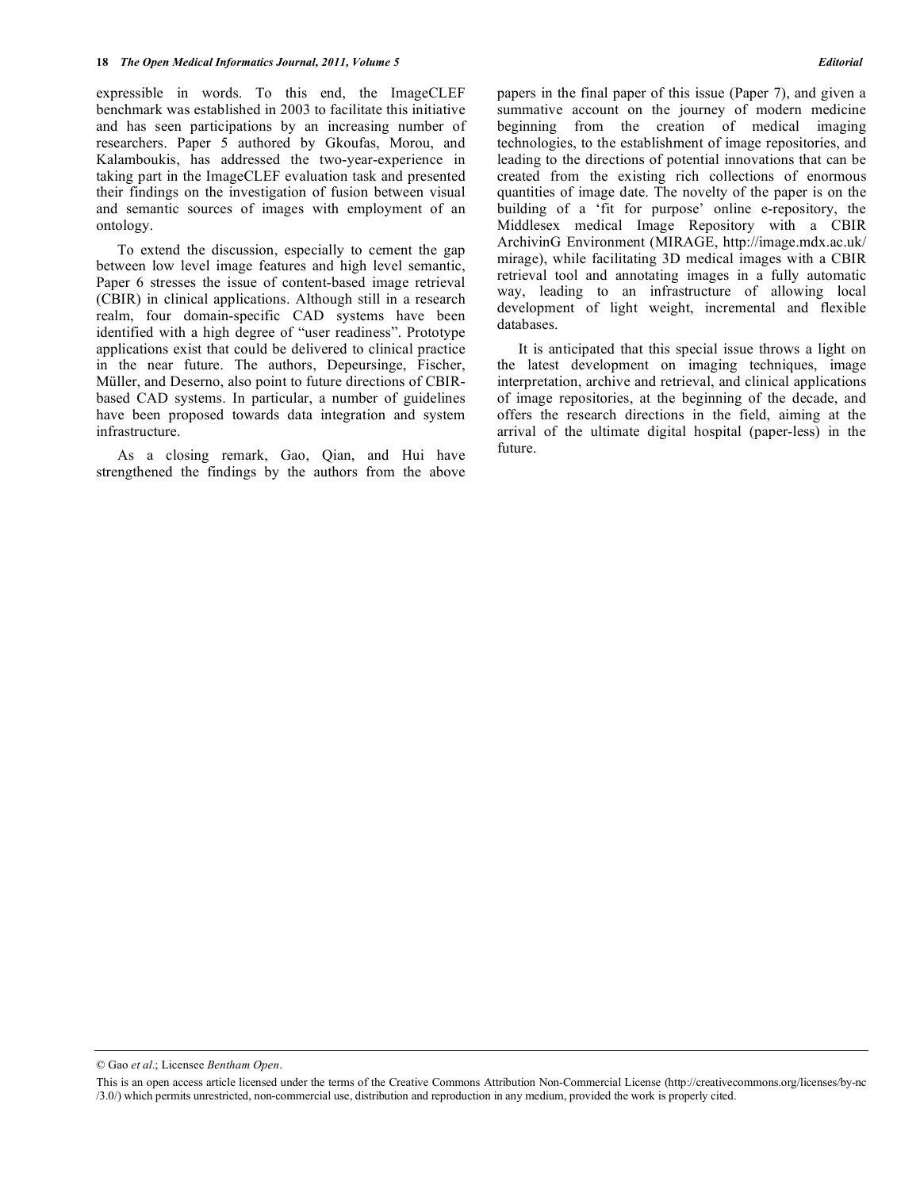expressible in words. To this end, the ImageCLEF benchmark was established in 2003 to facilitate this initiative and has seen participations by an increasing number of researchers. Paper 5 authored by Gkoufas, Morou, and Kalamboukis, has addressed the two-year-experience in taking part in the ImageCLEF evaluation task and presented their findings on the investigation of fusion between visual and semantic sources of images with employment of an ontology.

To extend the discussion, especially to cement the gap between low level image features and high level semantic, Paper 6 stresses the issue of content-based image retrieval (CBIR) in clinical applications. Although still in a research realm, four domain-specific CAD systems have been identified with a high degree of "user readiness". Prototype applications exist that could be delivered to clinical practice in the near future. The authors, Depeursinge, Fischer, Müller, and Deserno, also point to future directions of CBIR-based CAD systems. In particular, a number of guidelines have been proposed towards data integration and system infrastructure.

As a closing remark, Gao, Qian, and Hui have strengthened the findings by the authors from the above papers in the final paper of this issue (Paper 7), and given a summative account on the journey of modern medicine beginning from the creation of medical imaging technologies, to the establishment of image repositories, and leading to the directions of potential innovations that can be created from the existing rich collections of enormous quantities of image date. The novelty of the paper is on the building of a 'fit for purpose' online e-repository, the Middlesex medical Image Repository with a CBIR ArchivinG Environment (MIRAGE, http://image.mdx.ac.uk/mirage), while facilitating 3D medical images with a CBIR retrieval tool and annotating images in a fully automatic way, leading to an infrastructure of allowing local development of light weight, incremental and flexible databases.

It is anticipated that this special issue throws a light on the latest development on imaging techniques, image interpretation, archive and retrieval, and clinical applications of image repositories, at the beginning of the decade, and offers the research directions in the field, aiming at the arrival of the ultimate digital hospital (paper-less) in the future.

---

© Gao *et al*.; Licensee *Bentham Open*.

This is an open access article licensed under the terms of the Creative Commons Attribution Non-Commercial License (http://creativecommons.org/licenses/by-nc/3.0/) which permits unrestricted, non-commercial use, distribution and reproduction in any medium, provided the work is properly cited.